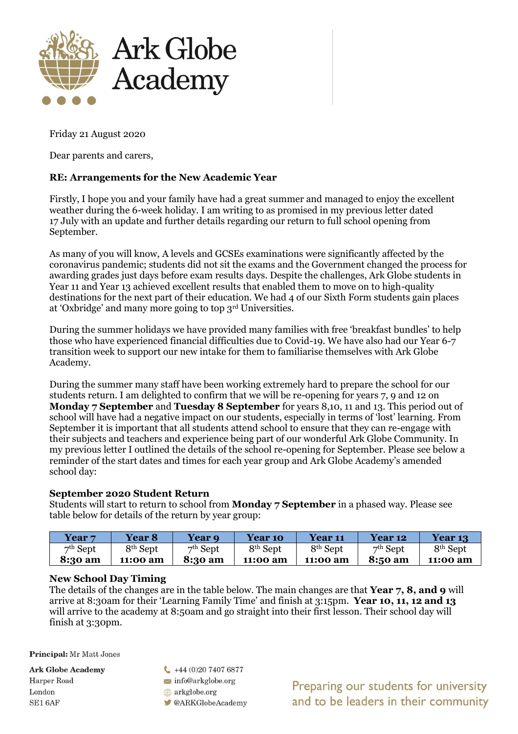# Ark Globe Academy

Friday 21 August 2020

Dear parents and carers,

**RE: Arrangements for the New Academic Year**

Firstly, I hope you and your family have had a great summer and managed to enjoy the excellent weather during the 6-week holiday. I am writing to as promised in my previous letter dated 17 July with an update and further details regarding our return to full school opening from September.

As many of you will know, A levels and GCSEs examinations were significantly affected by the coronavirus pandemic; students did not sit the exams and the Government changed the process for awarding grades just days before exam results days. Despite the challenges, Ark Globe students in Year 11 and Year 13 achieved excellent results that enabled them to move on to high-quality destinations for the next part of their education. We had 4 of our Sixth Form students gain places at 'Oxbridge' and many more going to top 3rd Universities.

During the summer holidays we have provided many families with free 'breakfast bundles' to help those who have experienced financial difficulties due to Covid-19. We have also had our Year 6-7 transition week to support our new intake for them to familiarise themselves with Ark Globe Academy.

During the summer many staff have been working extremely hard to prepare the school for our students return. I am delighted to confirm that we will be re-opening for years 7, 9 and 12 on **Monday 7 September** and **Tuesday 8 September** for years 8,10, 11 and 13. This period out of school will have had a negative impact on our students, especially in terms of 'lost' learning. From September it is important that all students attend school to ensure that they can re-engage with their subjects and teachers and experience being part of our wonderful Ark Globe Community. In my previous letter I outlined the details of the school re-opening for September. Please see below a reminder of the start dates and times for each year group and Ark Globe Academy's amended school day:

**September 2020 Student Return**

Students will start to return to school from **Monday 7 September** in a phased way. Please see table below for details of the return by year group:

| Year 7 | Year 8 | Year 9 | Year 10 | Year 11 | Year 12 | Year 13 |
|---|---|---|---|---|---|---|
| 7th Sept **8:30 am** | 8th Sept **11:00 am** | 7th Sept **8:30 am** | 8th Sept **11:00 am** | 8th Sept **11:00 am** | 7th Sept **8:50 am** | 8th Sept **11:00 am** |

**New School Day Timing**

The details of the changes are in the table below. The main changes are that **Year 7, 8, and 9** will arrive at 8:30am for their 'Learning Family Time' and finish at 3:15pm. **Year 10, 11, 12 and 13** will arrive to the academy at 8:50am and go straight into their first lesson. Their school day will finish at 3:30pm.

**Principal:** Mr Matt Jones

**Ark Globe Academy**
Harper Road
London
SE1 6AF

+44 (0)20 7407 6877
info@arkglobe.org
arkglobe.org
@ARKGlobeAcademy

Preparing our students for university and to be leaders in their community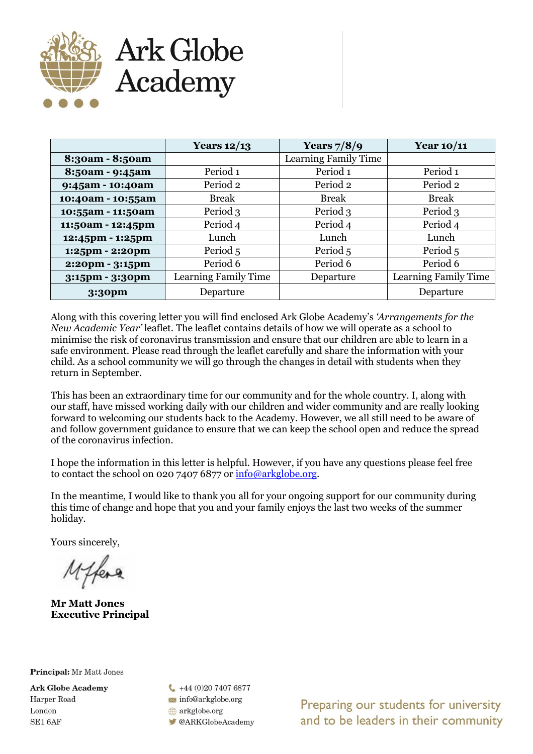# Ark Globe Academy

| | Years 12/13 | Years 7/8/9 | Year 10/11 |
|---|---|---|---|
| **8:30am - 8:50am** | | Learning Family Time | |
| **8:50am - 9:45am** | Period 1 | Period 1 | Period 1 |
| **9:45am - 10:40am** | Period 2 | Period 2 | Period 2 |
| **10:40am - 10:55am** | Break | Break | Break |
| **10:55am - 11:50am** | Period 3 | Period 3 | Period 3 |
| **11:50am - 12:45pm** | Period 4 | Period 4 | Period 4 |
| **12:45pm - 1:25pm** | Lunch | Lunch | Lunch |
| **1:25pm - 2:20pm** | Period 5 | Period 5 | Period 5 |
| **2:20pm - 3:15pm** | Period 6 | Period 6 | Period 6 |
| **3:15pm - 3:30pm** | Learning Family Time | Departure | Learning Family Time |
| **3:30pm** | Departure | | Departure |

Along with this covering letter you will find enclosed Ark Globe Academy's *'Arrangements for the New Academic Year'* leaflet. The leaflet contains details of how we will operate as a school to minimise the risk of coronavirus transmission and ensure that our children are able to learn in a safe environment. Please read through the leaflet carefully and share the information with your child. As a school community we will go through the changes in detail with students when they return in September.

This has been an extraordinary time for our community and for the whole country. I, along with our staff, have missed working daily with our children and wider community and are really looking forward to welcoming our students back to the Academy. However, we all still need to be aware of and follow government guidance to ensure that we can keep the school open and reduce the spread of the coronavirus infection.

I hope the information in this letter is helpful. However, if you have any questions please feel free to contact the school on 020 7407 6877 or info@arkglobe.org.

In the meantime, I would like to thank you all for your ongoing support for our community during this time of change and hope that you and your family enjoys the last two weeks of the summer holiday.

Yours sincerely,

**Mr Matt Jones**
**Executive Principal**

**Principal:** Mr Matt Jones

**Ark Globe Academy**
Harper Road
London
SE1 6AF

+44 (0)20 7407 6877
info@arkglobe.org
arkglobe.org
@ARKGlobeAcademy

Preparing our students for university and to be leaders in their community